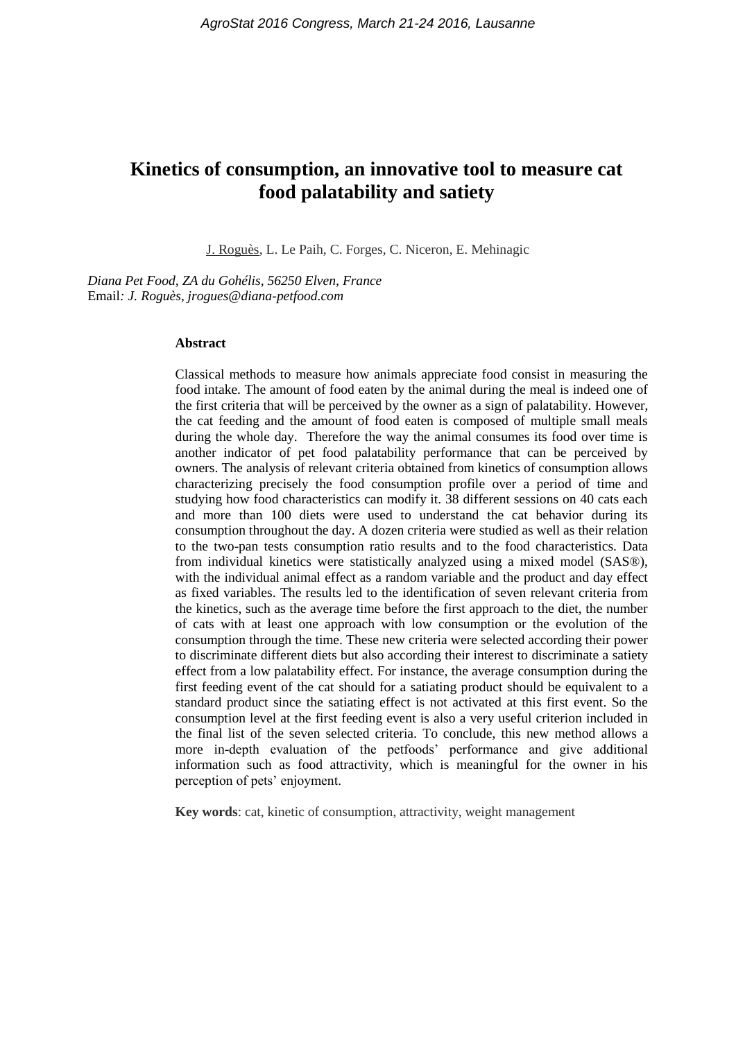# Kinetics of consumption, an innovative tool to measure cat food palatability and satiety

J. Roguès, L. Le Paih, C. Forges, C. Niceron, E. Mehinagic

*Diana Pet Food, ZA du Gohélis, 56250 Elven, France*
Email*: J. Roguès, jrogues@diana-petfood.com*

### Abstract

Classical methods to measure how animals appreciate food consist in measuring the food intake. The amount of food eaten by the animal during the meal is indeed one of the first criteria that will be perceived by the owner as a sign of palatability. However, the cat feeding and the amount of food eaten is composed of multiple small meals during the whole day. Therefore the way the animal consumes its food over time is another indicator of pet food palatability performance that can be perceived by owners. The analysis of relevant criteria obtained from kinetics of consumption allows characterizing precisely the food consumption profile over a period of time and studying how food characteristics can modify it. 38 different sessions on 40 cats each and more than 100 diets were used to understand the cat behavior during its consumption throughout the day. A dozen criteria were studied as well as their relation to the two-pan tests consumption ratio results and to the food characteristics. Data from individual kinetics were statistically analyzed using a mixed model (SAS®), with the individual animal effect as a random variable and the product and day effect as fixed variables. The results led to the identification of seven relevant criteria from the kinetics, such as the average time before the first approach to the diet, the number of cats with at least one approach with low consumption or the evolution of the consumption through the time. These new criteria were selected according their power to discriminate different diets but also according their interest to discriminate a satiety effect from a low palatability effect. For instance, the average consumption during the first feeding event of the cat should for a satiating product should be equivalent to a standard product since the satiating effect is not activated at this first event. So the consumption level at the first feeding event is also a very useful criterion included in the final list of the seven selected criteria. To conclude, this new method allows a more in-depth evaluation of the petfoods' performance and give additional information such as food attractivity, which is meaningful for the owner in his perception of pets' enjoyment.

**Key words**: cat, kinetic of consumption, attractivity, weight management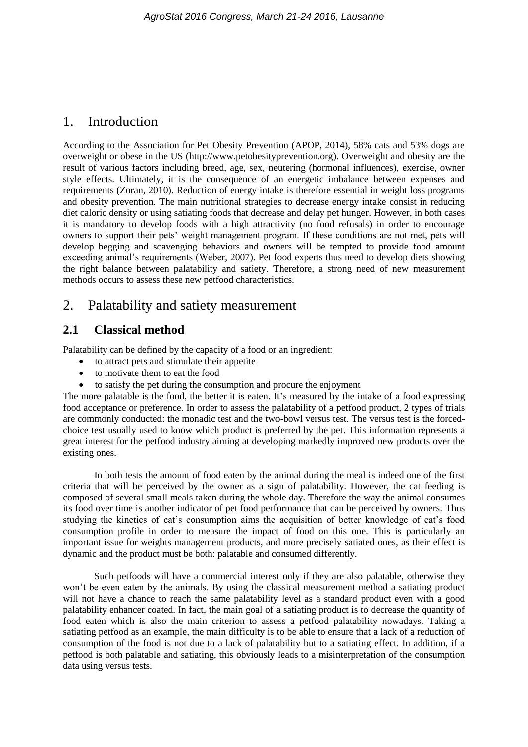## 1. Introduction

According to the Association for Pet Obesity Prevention (APOP, 2014), 58% cats and 53% dogs are overweight or obese in the US (http://www.petobesityprevention.org). Overweight and obesity are the result of various factors including breed, age, sex, neutering (hormonal influences), exercise, owner style effects. Ultimately, it is the consequence of an energetic imbalance between expenses and requirements (Zoran, 2010). Reduction of energy intake is therefore essential in weight loss programs and obesity prevention. The main nutritional strategies to decrease energy intake consist in reducing diet caloric density or using satiating foods that decrease and delay pet hunger. However, in both cases it is mandatory to develop foods with a high attractivity (no food refusals) in order to encourage owners to support their pets' weight management program. If these conditions are not met, pets will develop begging and scavenging behaviors and owners will be tempted to provide food amount exceeding animal's requirements (Weber, 2007). Pet food experts thus need to develop diets showing the right balance between palatability and satiety. Therefore, a strong need of new measurement methods occurs to assess these new petfood characteristics.

## 2. Palatability and satiety measurement

### 2.1 Classical method

Palatability can be defined by the capacity of a food or an ingredient:

- to attract pets and stimulate their appetite
- to motivate them to eat the food
- to satisfy the pet during the consumption and procure the enjoyment

The more palatable is the food, the better it is eaten. It's measured by the intake of a food expressing food acceptance or preference. In order to assess the palatability of a petfood product, 2 types of trials are commonly conducted: the monadic test and the two-bowl versus test. The versus test is the forced-choice test usually used to know which product is preferred by the pet. This information represents a great interest for the petfood industry aiming at developing markedly improved new products over the existing ones.

In both tests the amount of food eaten by the animal during the meal is indeed one of the first criteria that will be perceived by the owner as a sign of palatability. However, the cat feeding is composed of several small meals taken during the whole day. Therefore the way the animal consumes its food over time is another indicator of pet food performance that can be perceived by owners. Thus studying the kinetics of cat's consumption aims the acquisition of better knowledge of cat's food consumption profile in order to measure the impact of food on this one. This is particularly an important issue for weights management products, and more precisely satiated ones, as their effect is dynamic and the product must be both: palatable and consumed differently.

Such petfoods will have a commercial interest only if they are also palatable, otherwise they won't be even eaten by the animals. By using the classical measurement method a satiating product will not have a chance to reach the same palatability level as a standard product even with a good palatability enhancer coated. In fact, the main goal of a satiating product is to decrease the quantity of food eaten which is also the main criterion to assess a petfood palatability nowadays. Taking a satiating petfood as an example, the main difficulty is to be able to ensure that a lack of a reduction of consumption of the food is not due to a lack of palatability but to a satiating effect. In addition, if a petfood is both palatable and satiating, this obviously leads to a misinterpretation of the consumption data using versus tests.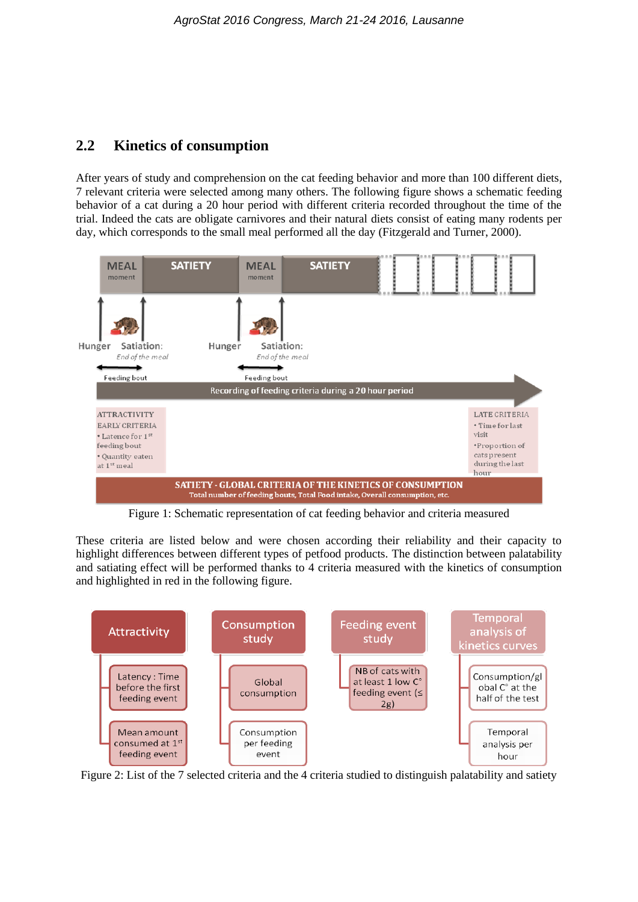## 2.2 Kinetics of consumption

After years of study and comprehension on the cat feeding behavior and more than 100 different diets, 7 relevant criteria were selected among many others. The following figure shows a schematic feeding behavior of a cat during a 20 hour period with different criteria recorded throughout the time of the trial. Indeed the cats are obligate carnivores and their natural diets consist of eating many rodents per day, which corresponds to the small meal performed all the day (Fitzgerald and Turner, 2000).

Figure 1: Schematic representation of cat feeding behavior and criteria measured

These criteria are listed below and were chosen according their reliability and their capacity to highlight differences between different types of petfood products. The distinction between palatability and satiating effect will be performed thanks to 4 criteria measured with the kinetics of consumption and highlighted in red in the following figure.

Figure 2: List of the 7 selected criteria and the 4 criteria studied to distinguish palatability and satiety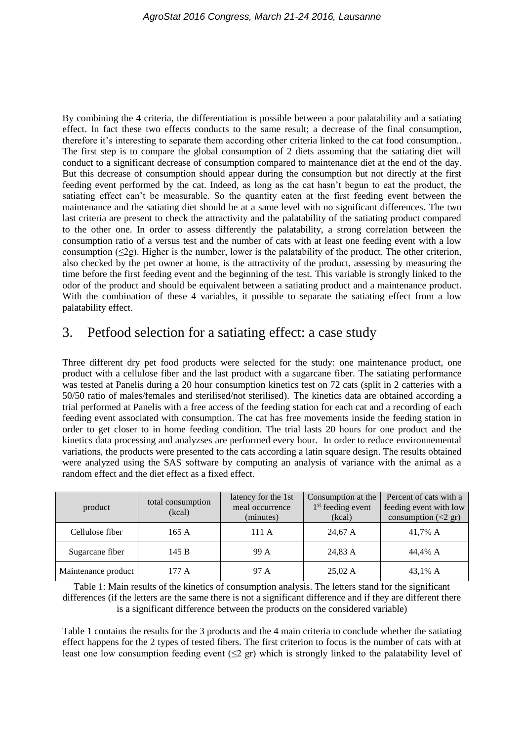By combining the 4 criteria, the differentiation is possible between a poor palatability and a satiating effect. In fact these two effects conducts to the same result; a decrease of the final consumption, therefore it's interesting to separate them according other criteria linked to the cat food consumption.. The first step is to compare the global consumption of 2 diets assuming that the satiating diet will conduct to a significant decrease of consumption compared to maintenance diet at the end of the day. But this decrease of consumption should appear during the consumption but not directly at the first feeding event performed by the cat. Indeed, as long as the cat hasn't begun to eat the product, the satiating effect can't be measurable. So the quantity eaten at the first feeding event between the maintenance and the satiating diet should be at a same level with no significant differences. The two last criteria are present to check the attractivity and the palatability of the satiating product compared to the other one. In order to assess differently the palatability, a strong correlation between the consumption ratio of a versus test and the number of cats with at least one feeding event with a low consumption (≤2g). Higher is the number, lower is the palatability of the product. The other criterion, also checked by the pet owner at home, is the attractivity of the product, assessing by measuring the time before the first feeding event and the beginning of the test. This variable is strongly linked to the odor of the product and should be equivalent between a satiating product and a maintenance product. With the combination of these 4 variables, it possible to separate the satiating effect from a low palatability effect.

# 3. Petfood selection for a satiating effect: a case study

Three different dry pet food products were selected for the study: one maintenance product, one product with a cellulose fiber and the last product with a sugarcane fiber. The satiating performance was tested at Panelis during a 20 hour consumption kinetics test on 72 cats (split in 2 catteries with a 50/50 ratio of males/females and sterilised/not sterilised). The kinetics data are obtained according a trial performed at Panelis with a free access of the feeding station for each cat and a recording of each feeding event associated with consumption. The cat has free movements inside the feeding station in order to get closer to in home feeding condition. The trial lasts 20 hours for one product and the kinetics data processing and analyzses are performed every hour. In order to reduce environnemental variations, the products were presented to the cats according a latin square design. The results obtained were analyzed using the SAS software by computing an analysis of variance with the animal as a random effect and the diet effect as a fixed effect.

| product | total consumption (kcal) | latency for the 1st meal occurrence (minutes) | Consumption at the 1st feeding event (kcal) | Percent of cats with a feeding event with low consumption (<2 gr) |
|---|---|---|---|---|
| Cellulose fiber | 165 A | 111 A | 24,67 A | 41,7% A |
| Sugarcane fiber | 145 B | 99 A | 24,83 A | 44,4% A |
| Maintenance product | 177 A | 97 A | 25,02 A | 43,1% A |

Table 1: Main results of the kinetics of consumption analysis. The letters stand for the significant differences (if the letters are the same there is not a significant difference and if they are different there is a significant difference between the products on the considered variable)

Table 1 contains the results for the 3 products and the 4 main criteria to conclude whether the satiating effect happens for the 2 types of tested fibers. The first criterion to focus is the number of cats with at least one low consumption feeding event (≤2 gr) which is strongly linked to the palatability level of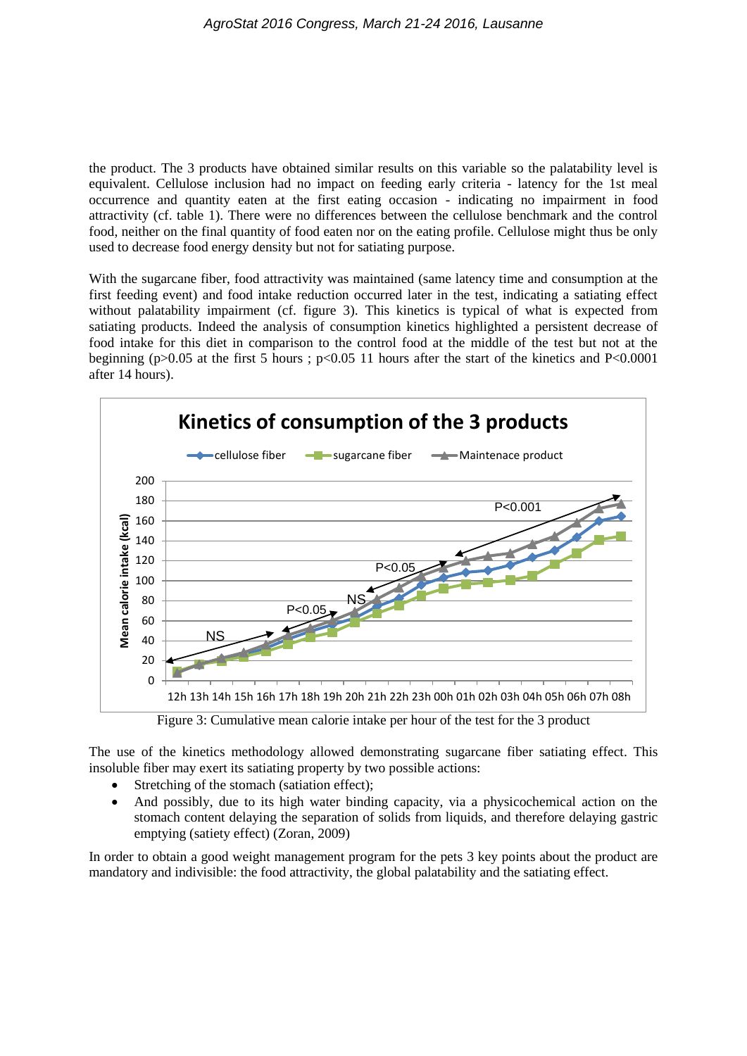the product. The 3 products have obtained similar results on this variable so the palatability level is equivalent. Cellulose inclusion had no impact on feeding early criteria - latency for the 1st meal occurrence and quantity eaten at the first eating occasion - indicating no impairment in food attractivity (cf. table 1). There were no differences between the cellulose benchmark and the control food, neither on the final quantity of food eaten nor on the eating profile. Cellulose might thus be only used to decrease food energy density but not for satiating purpose.

With the sugarcane fiber, food attractivity was maintained (same latency time and consumption at the first feeding event) and food intake reduction occurred later in the test, indicating a satiating effect without palatability impairment (cf. figure 3). This kinetics is typical of what is expected from satiating products. Indeed the analysis of consumption kinetics highlighted a persistent decrease of food intake for this diet in comparison to the control food at the middle of the test but not at the beginning ($p>0.05$ at the first 5 hours ; $p<0.05$ 11 hours after the start of the kinetics and $P<0.0001$ after 14 hours).

Figure 3: Cumulative mean calorie intake per hour of the test for the 3 product

The use of the kinetics methodology allowed demonstrating sugarcane fiber satiating effect. This insoluble fiber may exert its satiating property by two possible actions:

- Stretching of the stomach (satiation effect);
- And possibly, due to its high water binding capacity, via a physicochemical action on the stomach content delaying the separation of solids from liquids, and therefore delaying gastric emptying (satiety effect) (Zoran, 2009)

In order to obtain a good weight management program for the pets 3 key points about the product are mandatory and indivisible: the food attractivity, the global palatability and the satiating effect.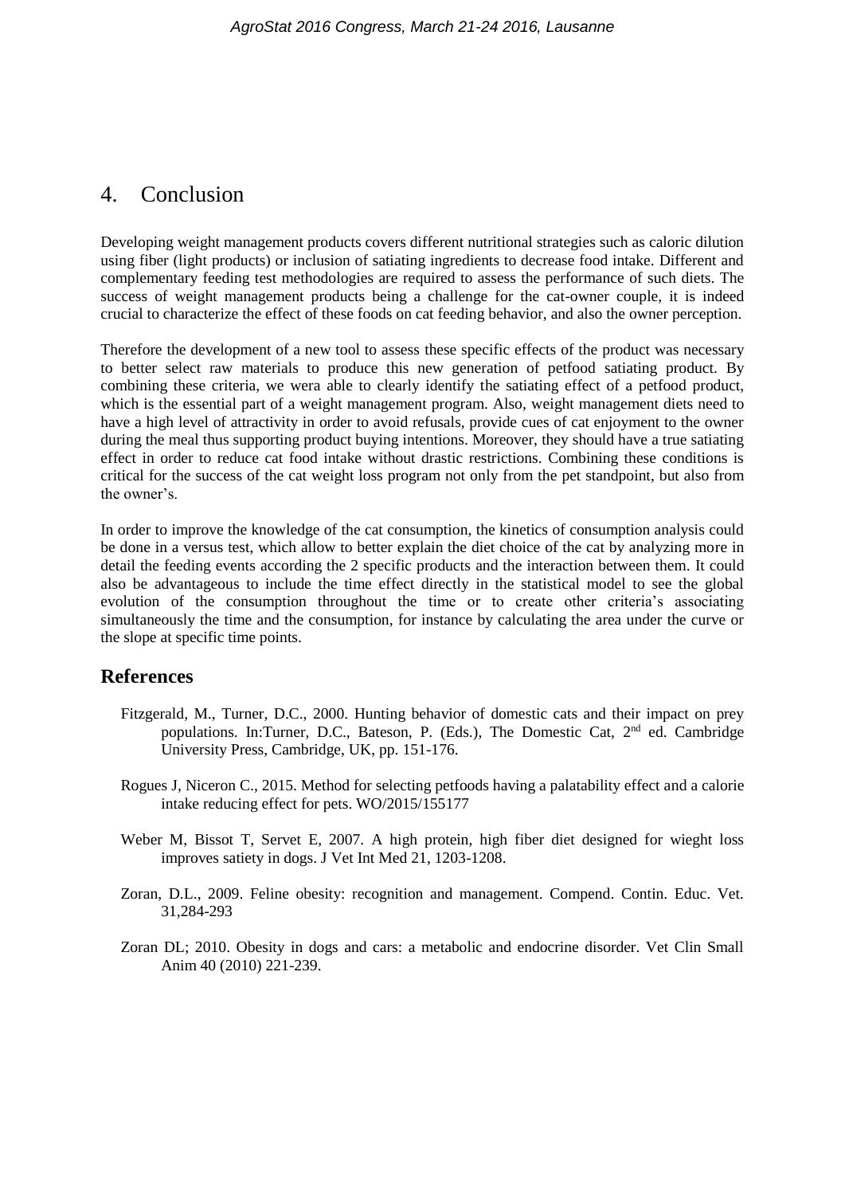## 4. Conclusion

Developing weight management products covers different nutritional strategies such as caloric dilution using fiber (light products) or inclusion of satiating ingredients to decrease food intake. Different and complementary feeding test methodologies are required to assess the performance of such diets. The success of weight management products being a challenge for the cat-owner couple, it is indeed crucial to characterize the effect of these foods on cat feeding behavior, and also the owner perception.

Therefore the development of a new tool to assess these specific effects of the product was necessary to better select raw materials to produce this new generation of petfood satiating product. By combining these criteria, we wera able to clearly identify the satiating effect of a petfood product, which is the essential part of a weight management program. Also, weight management diets need to have a high level of attractivity in order to avoid refusals, provide cues of cat enjoyment to the owner during the meal thus supporting product buying intentions. Moreover, they should have a true satiating effect in order to reduce cat food intake without drastic restrictions. Combining these conditions is critical for the success of the cat weight loss program not only from the pet standpoint, but also from the owner's.

In order to improve the knowledge of the cat consumption, the kinetics of consumption analysis could be done in a versus test, which allow to better explain the diet choice of the cat by analyzing more in detail the feeding events according the 2 specific products and the interaction between them. It could also be advantageous to include the time effect directly in the statistical model to see the global evolution of the consumption throughout the time or to create other criteria's associating simultaneously the time and the consumption, for instance by calculating the area under the curve or the slope at specific time points.

## References

Fitzgerald, M., Turner, D.C., 2000. Hunting behavior of domestic cats and their impact on prey populations. In:Turner, D.C., Bateson, P. (Eds.), The Domestic Cat, 2nd ed. Cambridge University Press, Cambridge, UK, pp. 151-176.

Rogues J, Niceron C., 2015. Method for selecting petfoods having a palatability effect and a calorie intake reducing effect for pets. WO/2015/155177

Weber M, Bissot T, Servet E, 2007. A high protein, high fiber diet designed for wieght loss improves satiety in dogs. J Vet Int Med 21, 1203-1208.

Zoran, D.L., 2009. Feline obesity: recognition and management. Compend. Contin. Educ. Vet. 31,284-293

Zoran DL; 2010. Obesity in dogs and cars: a metabolic and endocrine disorder. Vet Clin Small Anim 40 (2010) 221-239.